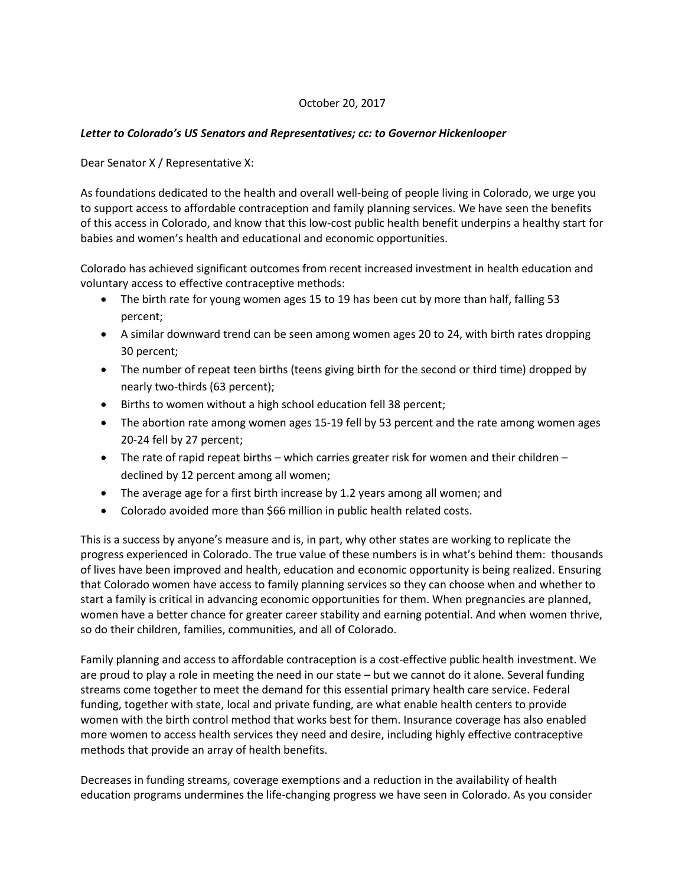October 20, 2017

***Letter to Colorado's US Senators and Representatives; cc: to Governor Hickenlooper***

Dear Senator X / Representative X:

As foundations dedicated to the health and overall well-being of people living in Colorado, we urge you to support access to affordable contraception and family planning services. We have seen the benefits of this access in Colorado, and know that this low-cost public health benefit underpins a healthy start for babies and women's health and educational and economic opportunities.

Colorado has achieved significant outcomes from recent increased investment in health education and voluntary access to effective contraceptive methods:

- The birth rate for young women ages 15 to 19 has been cut by more than half, falling 53 percent;
- A similar downward trend can be seen among women ages 20 to 24, with birth rates dropping 30 percent;
- The number of repeat teen births (teens giving birth for the second or third time) dropped by nearly two-thirds (63 percent);
- Births to women without a high school education fell 38 percent;
- The abortion rate among women ages 15-19 fell by 53 percent and the rate among women ages 20-24 fell by 27 percent;
- The rate of rapid repeat births – which carries greater risk for women and their children – declined by 12 percent among all women;
- The average age for a first birth increase by 1.2 years among all women; and
- Colorado avoided more than $66 million in public health related costs.

This is a success by anyone's measure and is, in part, why other states are working to replicate the progress experienced in Colorado. The true value of these numbers is in what's behind them: thousands of lives have been improved and health, education and economic opportunity is being realized. Ensuring that Colorado women have access to family planning services so they can choose when and whether to start a family is critical in advancing economic opportunities for them. When pregnancies are planned, women have a better chance for greater career stability and earning potential. And when women thrive, so do their children, families, communities, and all of Colorado.

Family planning and access to affordable contraception is a cost-effective public health investment. We are proud to play a role in meeting the need in our state – but we cannot do it alone. Several funding streams come together to meet the demand for this essential primary health care service. Federal funding, together with state, local and private funding, are what enable health centers to provide women with the birth control method that works best for them. Insurance coverage has also enabled more women to access health services they need and desire, including highly effective contraceptive methods that provide an array of health benefits.

Decreases in funding streams, coverage exemptions and a reduction in the availability of health education programs undermines the life-changing progress we have seen in Colorado. As you consider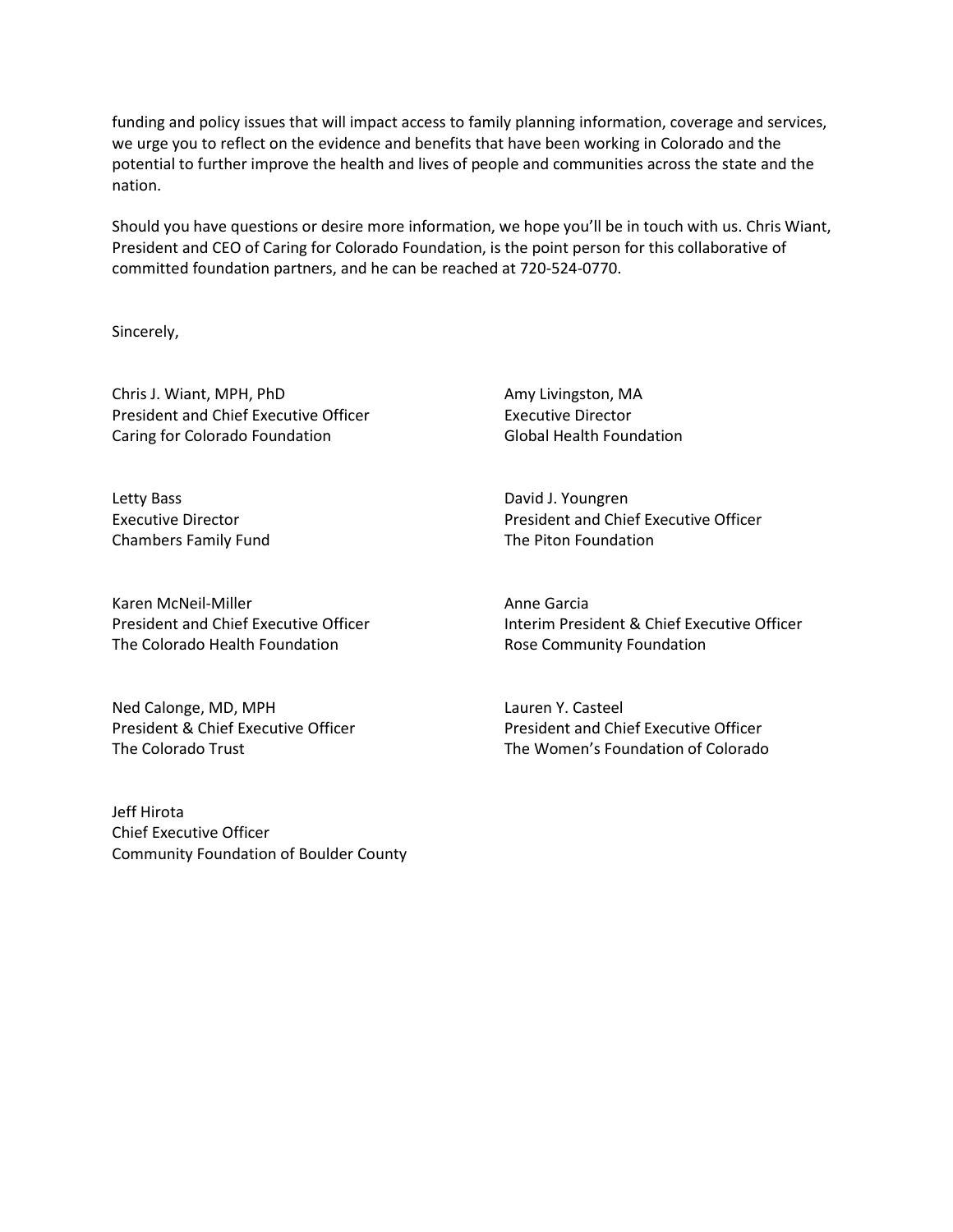funding and policy issues that will impact access to family planning information, coverage and services, we urge you to reflect on the evidence and benefits that have been working in Colorado and the potential to further improve the health and lives of people and communities across the state and the nation.

Should you have questions or desire more information, we hope you'll be in touch with us. Chris Wiant, President and CEO of Caring for Colorado Foundation, is the point person for this collaborative of committed foundation partners, and he can be reached at 720-524-0770.

Sincerely,

Chris J. Wiant, MPH, PhD
President and Chief Executive Officer
Caring for Colorado Foundation

Letty Bass
Executive Director
Chambers Family Fund

Karen McNeil-Miller
President and Chief Executive Officer
The Colorado Health Foundation

Ned Calonge, MD, MPH
President & Chief Executive Officer
The Colorado Trust

Jeff Hirota
Chief Executive Officer
Community Foundation of Boulder County

Amy Livingston, MA
Executive Director
Global Health Foundation

David J. Youngren
President and Chief Executive Officer
The Piton Foundation

Anne Garcia
Interim President & Chief Executive Officer
Rose Community Foundation

Lauren Y. Casteel
President and Chief Executive Officer
The Women's Foundation of Colorado